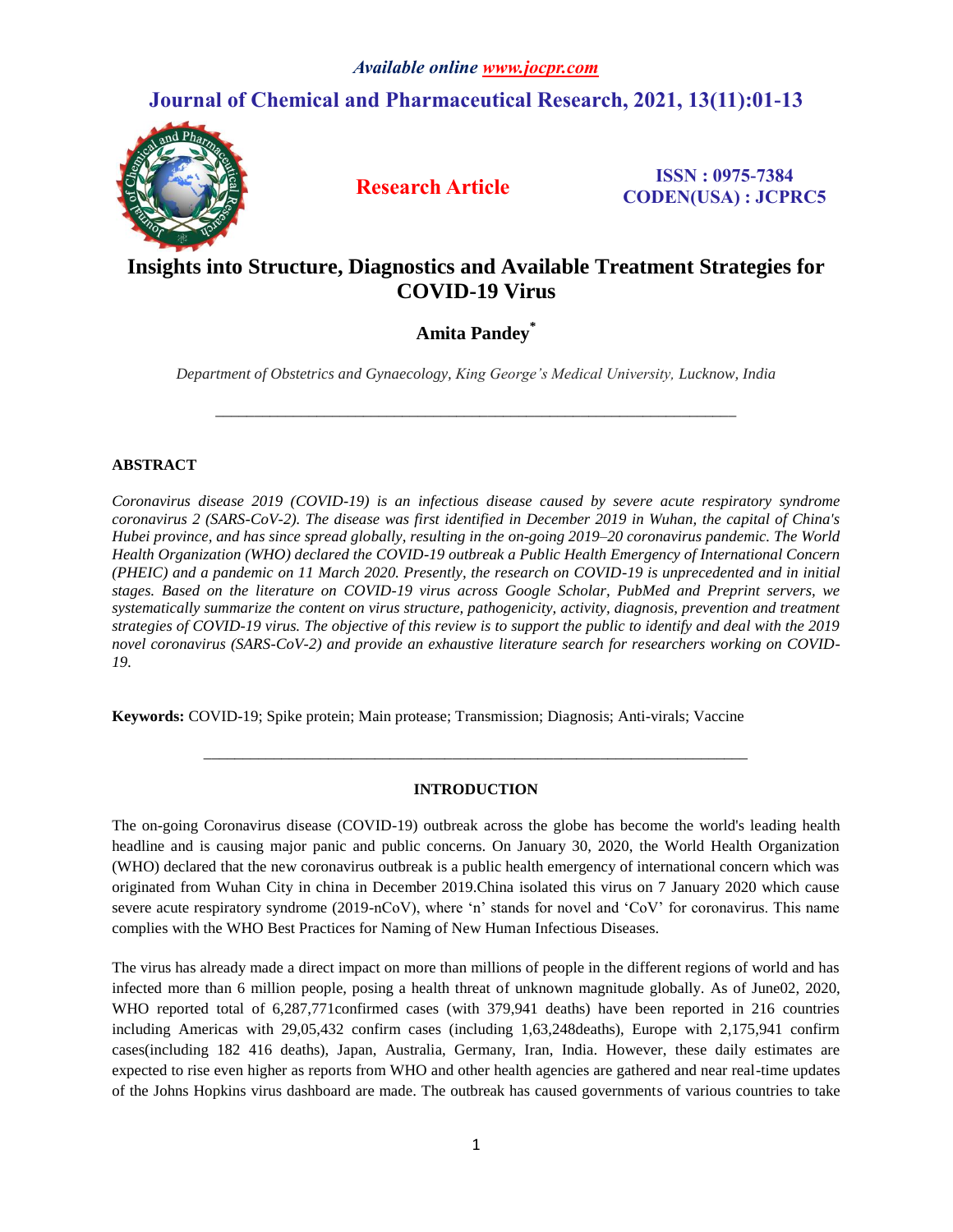# Insights into Structure, Diagnostics and Available Treatment Strategies for COVID-19 Virus

**Amita Pandey***

*Department of Obstetrics and Gynaecology, King George's Medical University, Lucknow, India*

---

## ABSTRACT

*Coronavirus disease 2019 (COVID-19) is an infectious disease caused by severe acute respiratory syndrome coronavirus 2 (SARS-CoV-2). The disease was first identified in December 2019 in Wuhan, the capital of China's Hubei province, and has since spread globally, resulting in the on-going 2019–20 coronavirus pandemic. The World Health Organization (WHO) declared the COVID-19 outbreak a Public Health Emergency of International Concern (PHEIC) and a pandemic on 11 March 2020. Presently, the research on COVID-19 is unprecedented and in initial stages. Based on the literature on COVID-19 virus across Google Scholar, PubMed and Preprint servers, we systematically summarize the content on virus structure, pathogenicity, activity, diagnosis, prevention and treatment strategies of COVID-19 virus. The objective of this review is to support the public to identify and deal with the 2019 novel coronavirus (SARS-CoV-2) and provide an exhaustive literature search for researchers working on COVID-19.*

**Keywords:** COVID-19; Spike protein; Main protease; Transmission; Diagnosis; Anti-virals; Vaccine

---

## INTRODUCTION

The on-going Coronavirus disease (COVID-19) outbreak across the globe has become the world's leading health headline and is causing major panic and public concerns. On January 30, 2020, the World Health Organization (WHO) declared that the new coronavirus outbreak is a public health emergency of international concern which was originated from Wuhan City in china in December 2019.China isolated this virus on 7 January 2020 which cause severe acute respiratory syndrome (2019-nCoV), where 'n' stands for novel and 'CoV' for coronavirus. This name complies with the WHO Best Practices for Naming of New Human Infectious Diseases.

The virus has already made a direct impact on more than millions of people in the different regions of world and has infected more than 6 million people, posing a health threat of unknown magnitude globally. As of June02, 2020, WHO reported total of 6,287,771confirmed cases (with 379,941 deaths) have been reported in 216 countries including Americas with 29,05,432 confirm cases (including 1,63,248deaths), Europe with 2,175,941 confirm cases(including 182 416 deaths), Japan, Australia, Germany, Iran, India. However, these daily estimates are expected to rise even higher as reports from WHO and other health agencies are gathered and near real-time updates of the Johns Hopkins virus dashboard are made. The outbreak has caused governments of various countries to take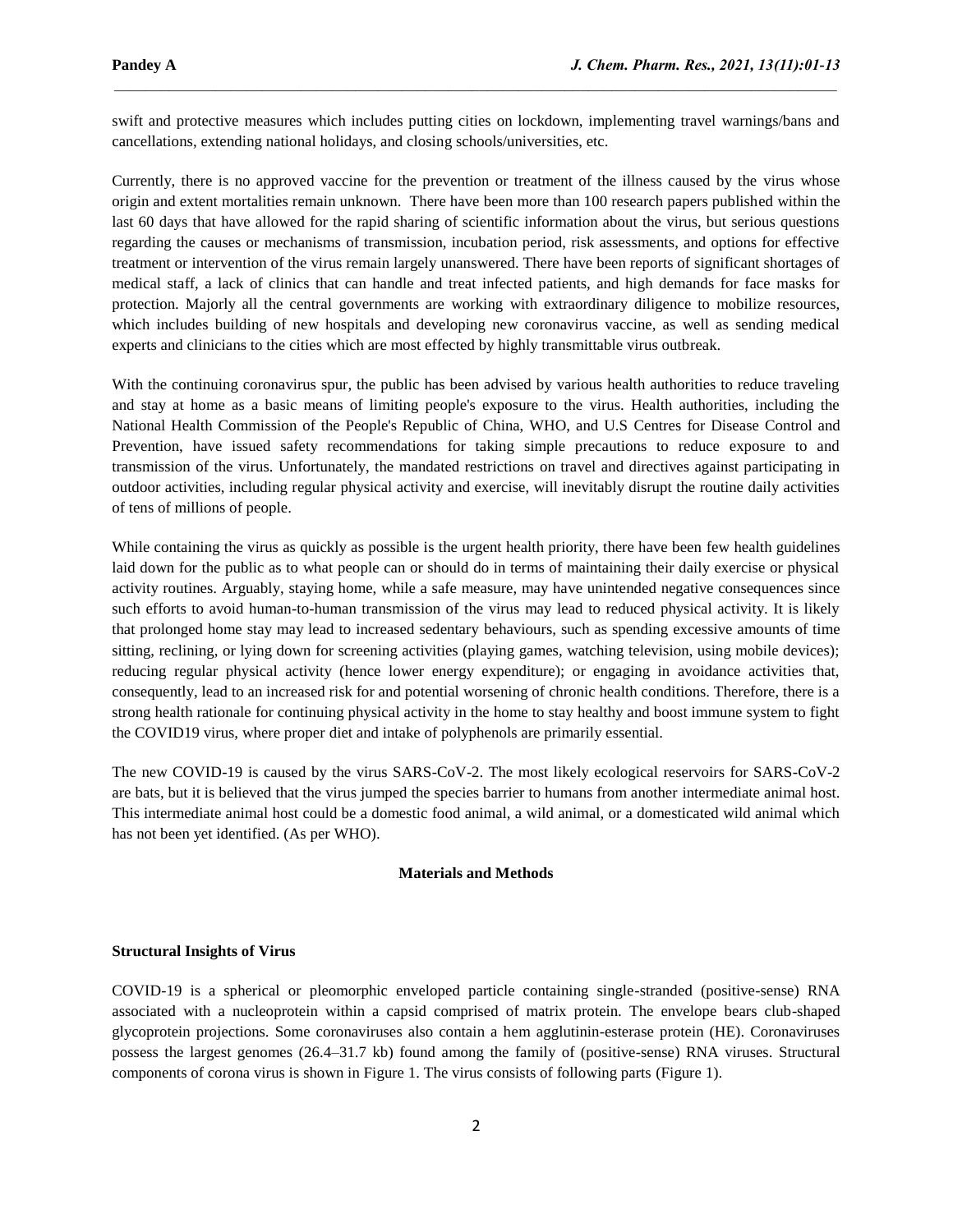swift and protective measures which includes putting cities on lockdown, implementing travel warnings/bans and cancellations, extending national holidays, and closing schools/universities, etc.

Currently, there is no approved vaccine for the prevention or treatment of the illness caused by the virus whose origin and extent mortalities remain unknown. There have been more than 100 research papers published within the last 60 days that have allowed for the rapid sharing of scientific information about the virus, but serious questions regarding the causes or mechanisms of transmission, incubation period, risk assessments, and options for effective treatment or intervention of the virus remain largely unanswered. There have been reports of significant shortages of medical staff, a lack of clinics that can handle and treat infected patients, and high demands for face masks for protection. Majorly all the central governments are working with extraordinary diligence to mobilize resources, which includes building of new hospitals and developing new coronavirus vaccine, as well as sending medical experts and clinicians to the cities which are most effected by highly transmittable virus outbreak.

With the continuing coronavirus spur, the public has been advised by various health authorities to reduce traveling and stay at home as a basic means of limiting people's exposure to the virus. Health authorities, including the National Health Commission of the People's Republic of China, WHO, and U.S Centres for Disease Control and Prevention, have issued safety recommendations for taking simple precautions to reduce exposure to and transmission of the virus. Unfortunately, the mandated restrictions on travel and directives against participating in outdoor activities, including regular physical activity and exercise, will inevitably disrupt the routine daily activities of tens of millions of people.

While containing the virus as quickly as possible is the urgent health priority, there have been few health guidelines laid down for the public as to what people can or should do in terms of maintaining their daily exercise or physical activity routines. Arguably, staying home, while a safe measure, may have unintended negative consequences since such efforts to avoid human-to-human transmission of the virus may lead to reduced physical activity. It is likely that prolonged home stay may lead to increased sedentary behaviours, such as spending excessive amounts of time sitting, reclining, or lying down for screening activities (playing games, watching television, using mobile devices); reducing regular physical activity (hence lower energy expenditure); or engaging in avoidance activities that, consequently, lead to an increased risk for and potential worsening of chronic health conditions. Therefore, there is a strong health rationale for continuing physical activity in the home to stay healthy and boost immune system to fight the COVID19 virus, where proper diet and intake of polyphenols are primarily essential.

The new COVID-19 is caused by the virus SARS-CoV-2. The most likely ecological reservoirs for SARS-CoV-2 are bats, but it is believed that the virus jumped the species barrier to humans from another intermediate animal host. This intermediate animal host could be a domestic food animal, a wild animal, or a domesticated wild animal which has not been yet identified. (As per WHO).

## Materials and Methods

### Structural Insights of Virus

COVID-19 is a spherical or pleomorphic enveloped particle containing single-stranded (positive-sense) RNA associated with a nucleoprotein within a capsid comprised of matrix protein. The envelope bears club-shaped glycoprotein projections. Some coronaviruses also contain a hem agglutinin-esterase protein (HE). Coronaviruses possess the largest genomes (26.4–31.7 kb) found among the family of (positive-sense) RNA viruses. Structural components of corona virus is shown in Figure 1. The virus consists of following parts (Figure 1).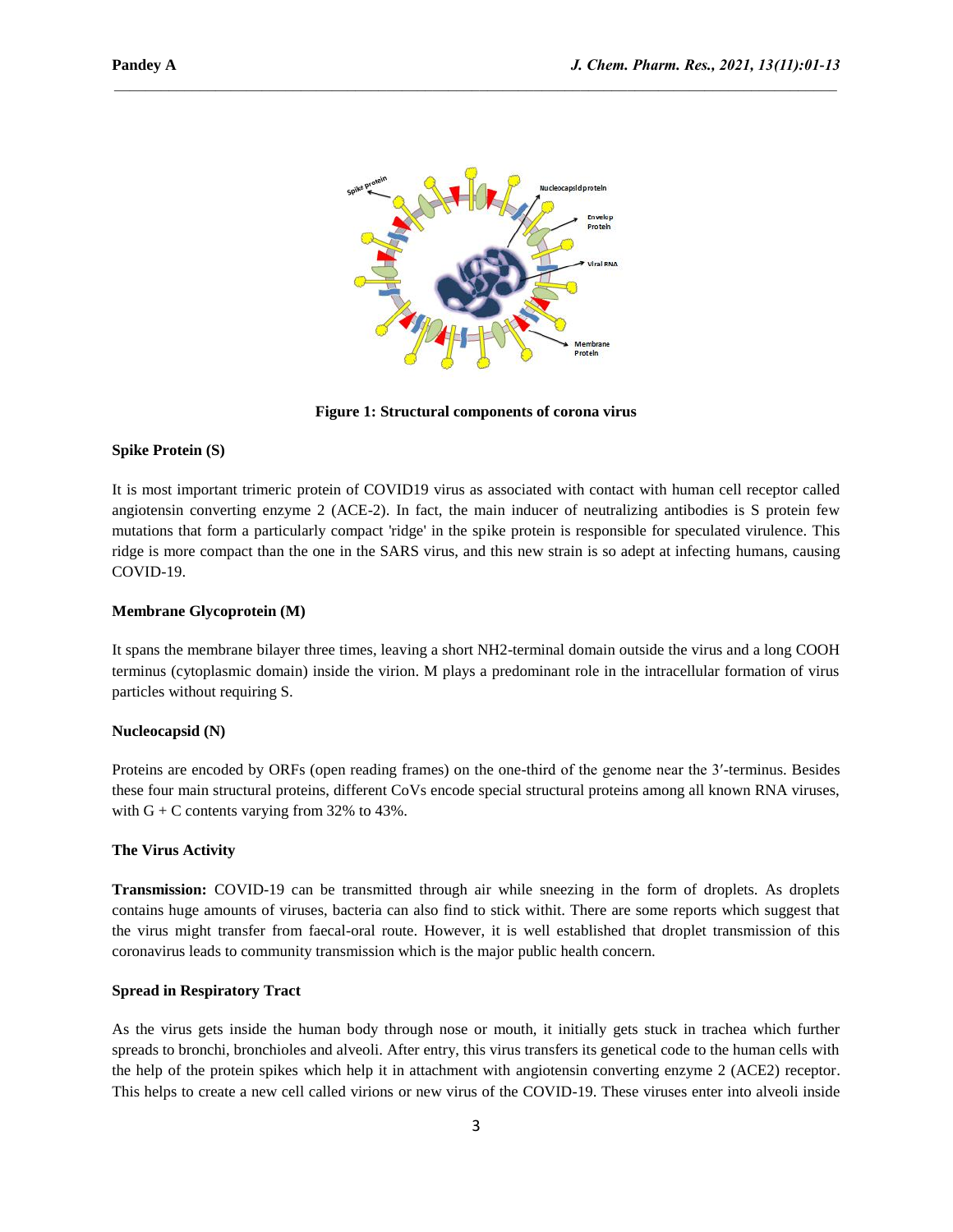Figure 1: **Structural components of corona virus**

## Spike Protein (S)

It is most important trimeric protein of COVID19 virus as associated with contact with human cell receptor called angiotensin converting enzyme 2 (ACE-2). In fact, the main inducer of neutralizing antibodies is S protein few mutations that form a particularly compact 'ridge' in the spike protein is responsible for speculated virulence. This ridge is more compact than the one in the SARS virus, and this new strain is so adept at infecting humans, causing COVID-19.

## Membrane Glycoprotein (M)

It spans the membrane bilayer three times, leaving a short NH2-terminal domain outside the virus and a long COOH terminus (cytoplasmic domain) inside the virion. M plays a predominant role in the intracellular formation of virus particles without requiring S.

## Nucleocapsid (N)

Proteins are encoded by ORFs (open reading frames) on the one-third of the genome near the 3′-terminus. Besides these four main structural proteins, different CoVs encode special structural proteins among all known RNA viruses, with G + C contents varying from 32% to 43%.

## The Virus Activity

**Transmission:** COVID-19 can be transmitted through air while sneezing in the form of droplets. As droplets contains huge amounts of viruses, bacteria can also find to stick withit. There are some reports which suggest that the virus might transfer from faecal-oral route. However, it is well established that droplet transmission of this coronavirus leads to community transmission which is the major public health concern.

## Spread in Respiratory Tract

As the virus gets inside the human body through nose or mouth, it initially gets stuck in trachea which further spreads to bronchi, bronchioles and alveoli. After entry, this virus transfers its genetical code to the human cells with the help of the protein spikes which help it in attachment with angiotensin converting enzyme 2 (ACE2) receptor. This helps to create a new cell called virions or new virus of the COVID-19. These viruses enter into alveoli inside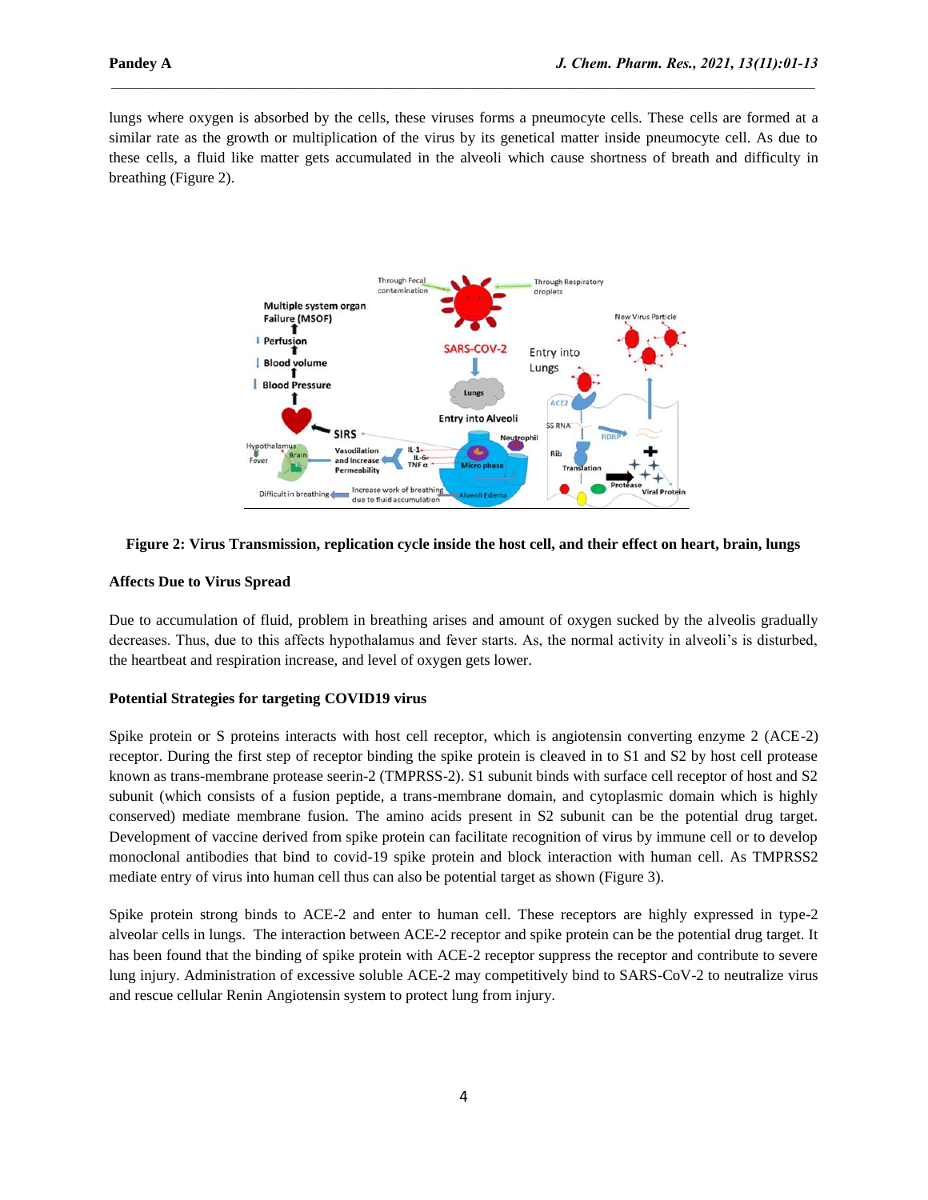lungs where oxygen is absorbed by the cells, these viruses forms a pneumocyte cells. These cells are formed at a similar rate as the growth or multiplication of the virus by its genetical matter inside pneumocyte cell. As due to these cells, a fluid like matter gets accumulated in the alveoli which cause shortness of breath and difficulty in breathing (Figure 2).

**Figure 2: Virus Transmission, replication cycle inside the host cell, and their effect on heart, brain, lungs**

**Affects Due to Virus Spread**

Due to accumulation of fluid, problem in breathing arises and amount of oxygen sucked by the alveolis gradually decreases. Thus, due to this affects hypothalamus and fever starts. As, the normal activity in alveoli's is disturbed, the heartbeat and respiration increase, and level of oxygen gets lower.

**Potential Strategies for targeting COVID19 virus**

Spike protein or S proteins interacts with host cell receptor, which is angiotensin converting enzyme 2 (ACE-2) receptor. During the first step of receptor binding the spike protein is cleaved in to S1 and S2 by host cell protease known as trans-membrane protease seerin-2 (TMPRSS-2). S1 subunit binds with surface cell receptor of host and S2 subunit (which consists of a fusion peptide, a trans-membrane domain, and cytoplasmic domain which is highly conserved) mediate membrane fusion. The amino acids present in S2 subunit can be the potential drug target. Development of vaccine derived from spike protein can facilitate recognition of virus by immune cell or to develop monoclonal antibodies that bind to covid-19 spike protein and block interaction with human cell. As TMPRSS2 mediate entry of virus into human cell thus can also be potential target as shown (Figure 3).

Spike protein strong binds to ACE-2 and enter to human cell. These receptors are highly expressed in type-2 alveolar cells in lungs. The interaction between ACE-2 receptor and spike protein can be the potential drug target. It has been found that the binding of spike protein with ACE-2 receptor suppress the receptor and contribute to severe lung injury. Administration of excessive soluble ACE-2 may competitively bind to SARS-CoV-2 to neutralize virus and rescue cellular Renin Angiotensin system to protect lung from injury.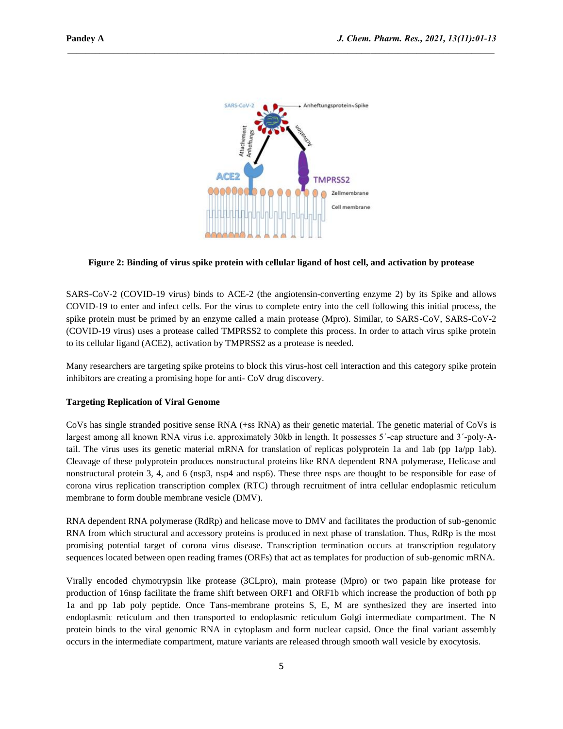**Figure 2: Binding of virus spike protein with cellular ligand of host cell, and activation by protease**

SARS-CoV-2 (COVID-19 virus) binds to ACE-2 (the angiotensin-converting enzyme 2) by its Spike and allows COVID-19 to enter and infect cells. For the virus to complete entry into the cell following this initial process, the spike protein must be primed by an enzyme called a main protease (Mpro). Similar, to SARS-CoV, SARS-CoV-2 (COVID-19 virus) uses a protease called TMPRSS2 to complete this process. In order to attach virus spike protein to its cellular ligand (ACE2), activation by TMPRSS2 as a protease is needed.

Many researchers are targeting spike proteins to block this virus-host cell interaction and this category spike protein inhibitors are creating a promising hope for anti- CoV drug discovery.

**Targeting Replication of Viral Genome**

CoVs has single stranded positive sense RNA (+ss RNA) as their genetic material. The genetic material of CoVs is largest among all known RNA virus i.e. approximately 30kb in length. It possesses 5´-cap structure and 3´-poly-A-tail. The virus uses its genetic material mRNA for translation of replicas polyprotein 1a and 1ab (pp 1a/pp 1ab). Cleavage of these polyprotein produces nonstructural proteins like RNA dependent RNA polymerase, Helicase and nonstructural protein 3, 4, and 6 (nsp3, nsp4 and nsp6). These three nsps are thought to be responsible for ease of corona virus replication transcription complex (RTC) through recruitment of intra cellular endoplasmic reticulum membrane to form double membrane vesicle (DMV).

RNA dependent RNA polymerase (RdRp) and helicase move to DMV and facilitates the production of sub-genomic RNA from which structural and accessory proteins is produced in next phase of translation. Thus, RdRp is the most promising potential target of corona virus disease. Transcription termination occurs at transcription regulatory sequences located between open reading frames (ORFs) that act as templates for production of sub-genomic mRNA.

Virally encoded chymotrypsin like protease (3CLpro), main protease (Mpro) or two papain like protease for production of 16nsp facilitate the frame shift between ORF1 and ORF1b which increase the production of both pp 1a and pp 1ab poly peptide. Once Tans-membrane proteins S, E, M are synthesized they are inserted into endoplasmic reticulum and then transported to endoplasmic reticulum Golgi intermediate compartment. The N protein binds to the viral genomic RNA in cytoplasm and form nuclear capsid. Once the final variant assembly occurs in the intermediate compartment, mature variants are released through smooth wall vesicle by exocytosis.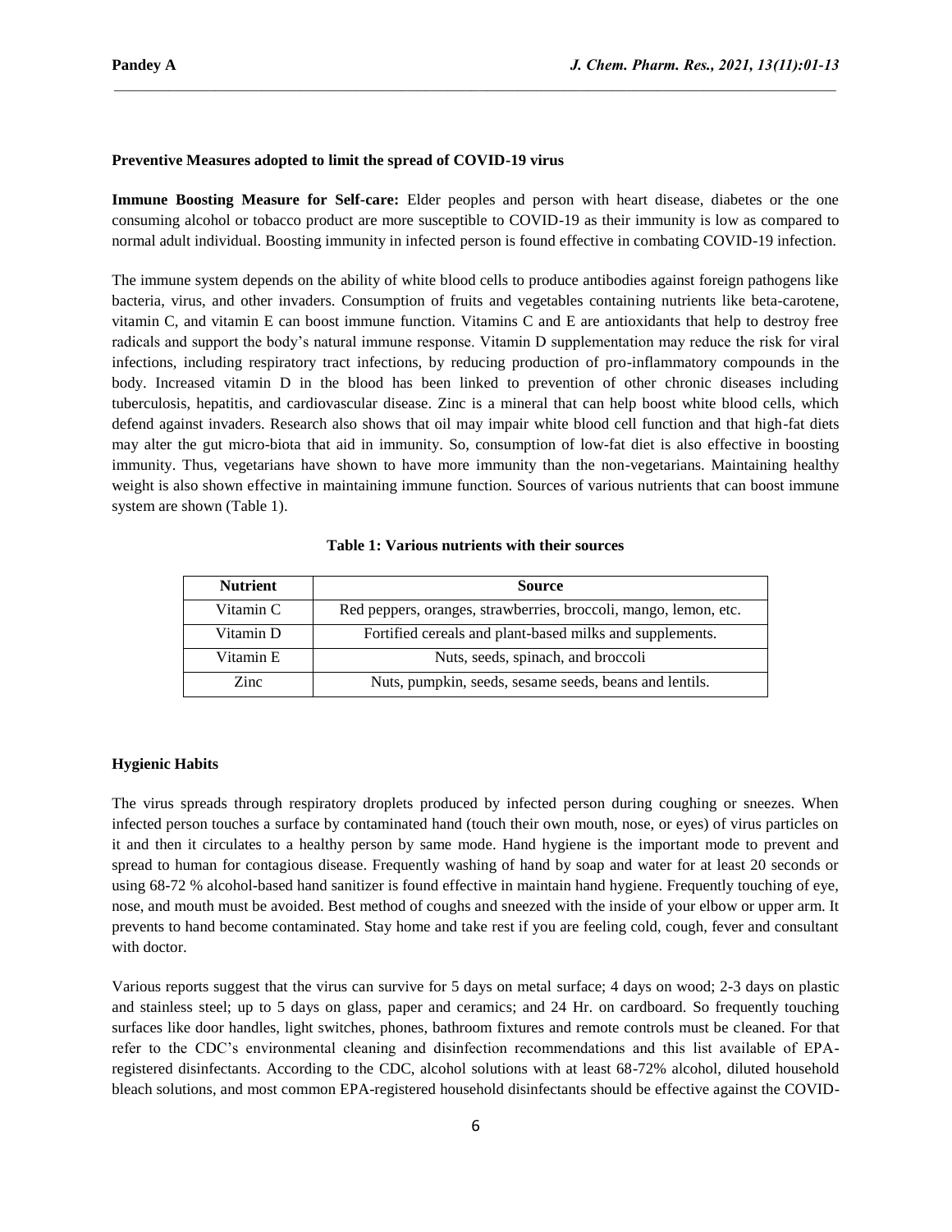**Preventive Measures adopted to limit the spread of COVID-19 virus**

**Immune Boosting Measure for Self-care:** Elder peoples and person with heart disease, diabetes or the one consuming alcohol or tobacco product are more susceptible to COVID-19 as their immunity is low as compared to normal adult individual. Boosting immunity in infected person is found effective in combating COVID-19 infection.

The immune system depends on the ability of white blood cells to produce antibodies against foreign pathogens like bacteria, virus, and other invaders. Consumption of fruits and vegetables containing nutrients like beta-carotene, vitamin C, and vitamin E can boost immune function. Vitamins C and E are antioxidants that help to destroy free radicals and support the body's natural immune response. Vitamin D supplementation may reduce the risk for viral infections, including respiratory tract infections, by reducing production of pro-inflammatory compounds in the body. Increased vitamin D in the blood has been linked to prevention of other chronic diseases including tuberculosis, hepatitis, and cardiovascular disease. Zinc is a mineral that can help boost white blood cells, which defend against invaders. Research also shows that oil may impair white blood cell function and that high-fat diets may alter the gut micro-biota that aid in immunity. So, consumption of low-fat diet is also effective in boosting immunity. Thus, vegetarians have shown to have more immunity than the non-vegetarians. Maintaining healthy weight is also shown effective in maintaining immune function. Sources of various nutrients that can boost immune system are shown (Table 1).

**Table 1: Various nutrients with their sources**

| Nutrient | Source |
|---|---|
| Vitamin C | Red peppers, oranges, strawberries, broccoli, mango, lemon, etc. |
| Vitamin D | Fortified cereals and plant-based milks and supplements. |
| Vitamin E | Nuts, seeds, spinach, and broccoli |
| Zinc | Nuts, pumpkin, seeds, sesame seeds, beans and lentils. |

**Hygienic Habits**

The virus spreads through respiratory droplets produced by infected person during coughing or sneezes. When infected person touches a surface by contaminated hand (touch their own mouth, nose, or eyes) of virus particles on it and then it circulates to a healthy person by same mode. Hand hygiene is the important mode to prevent and spread to human for contagious disease. Frequently washing of hand by soap and water for at least 20 seconds or using 68-72 % alcohol-based hand sanitizer is found effective in maintain hand hygiene. Frequently touching of eye, nose, and mouth must be avoided. Best method of coughs and sneezed with the inside of your elbow or upper arm. It prevents to hand become contaminated. Stay home and take rest if you are feeling cold, cough, fever and consultant with doctor.

Various reports suggest that the virus can survive for 5 days on metal surface; 4 days on wood; 2-3 days on plastic and stainless steel; up to 5 days on glass, paper and ceramics; and 24 Hr. on cardboard. So frequently touching surfaces like door handles, light switches, phones, bathroom fixtures and remote controls must be cleaned. For that refer to the CDC's environmental cleaning and disinfection recommendations and this list available of EPA-registered disinfectants. According to the CDC, alcohol solutions with at least 68-72% alcohol, diluted household bleach solutions, and most common EPA-registered household disinfectants should be effective against the COVID-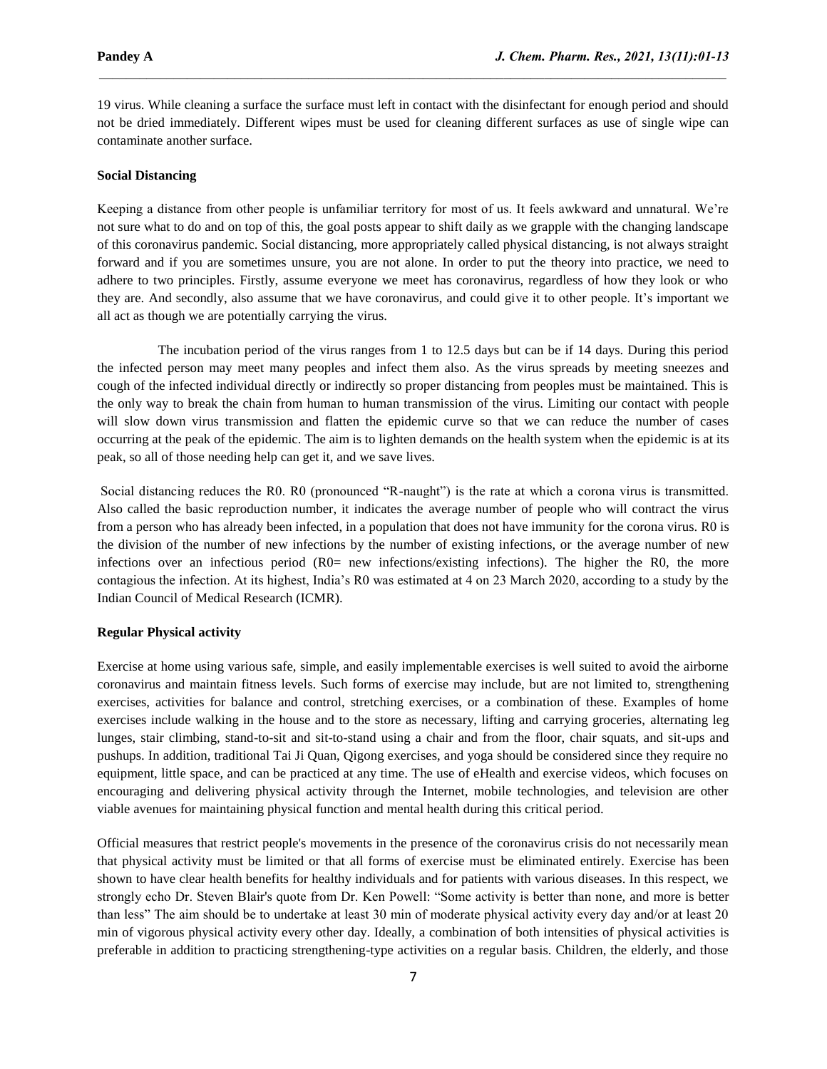19 virus. While cleaning a surface the surface must left in contact with the disinfectant for enough period and should not be dried immediately. Different wipes must be used for cleaning different surfaces as use of single wipe can contaminate another surface.

**Social Distancing**

Keeping a distance from other people is unfamiliar territory for most of us. It feels awkward and unnatural. We're not sure what to do and on top of this, the goal posts appear to shift daily as we grapple with the changing landscape of this coronavirus pandemic. Social distancing, more appropriately called physical distancing, is not always straight forward and if you are sometimes unsure, you are not alone. In order to put the theory into practice, we need to adhere to two principles. Firstly, assume everyone we meet has coronavirus, regardless of how they look or who they are. And secondly, also assume that we have coronavirus, and could give it to other people. It's important we all act as though we are potentially carrying the virus.

The incubation period of the virus ranges from 1 to 12.5 days but can be if 14 days. During this period the infected person may meet many peoples and infect them also. As the virus spreads by meeting sneezes and cough of the infected individual directly or indirectly so proper distancing from peoples must be maintained. This is the only way to break the chain from human to human transmission of the virus. Limiting our contact with people will slow down virus transmission and flatten the epidemic curve so that we can reduce the number of cases occurring at the peak of the epidemic. The aim is to lighten demands on the health system when the epidemic is at its peak, so all of those needing help can get it, and we save lives.

Social distancing reduces the R0. R0 (pronounced "R-naught") is the rate at which a corona virus is transmitted. Also called the basic reproduction number, it indicates the average number of people who will contract the virus from a person who has already been infected, in a population that does not have immunity for the corona virus. R0 is the division of the number of new infections by the number of existing infections, or the average number of new infections over an infectious period (R0= new infections/existing infections). The higher the R0, the more contagious the infection. At its highest, India's R0 was estimated at 4 on 23 March 2020, according to a study by the Indian Council of Medical Research (ICMR).

**Regular Physical activity**

Exercise at home using various safe, simple, and easily implementable exercises is well suited to avoid the airborne coronavirus and maintain fitness levels. Such forms of exercise may include, but are not limited to, strengthening exercises, activities for balance and control, stretching exercises, or a combination of these. Examples of home exercises include walking in the house and to the store as necessary, lifting and carrying groceries, alternating leg lunges, stair climbing, stand-to-sit and sit-to-stand using a chair and from the floor, chair squats, and sit-ups and pushups. In addition, traditional Tai Ji Quan, Qigong exercises, and yoga should be considered since they require no equipment, little space, and can be practiced at any time. The use of eHealth and exercise videos, which focuses on encouraging and delivering physical activity through the Internet, mobile technologies, and television are other viable avenues for maintaining physical function and mental health during this critical period.

Official measures that restrict people's movements in the presence of the coronavirus crisis do not necessarily mean that physical activity must be limited or that all forms of exercise must be eliminated entirely. Exercise has been shown to have clear health benefits for healthy individuals and for patients with various diseases. In this respect, we strongly echo Dr. Steven Blair's quote from Dr. Ken Powell: "Some activity is better than none, and more is better than less" The aim should be to undertake at least 30 min of moderate physical activity every day and/or at least 20 min of vigorous physical activity every other day. Ideally, a combination of both intensities of physical activities is preferable in addition to practicing strengthening-type activities on a regular basis. Children, the elderly, and those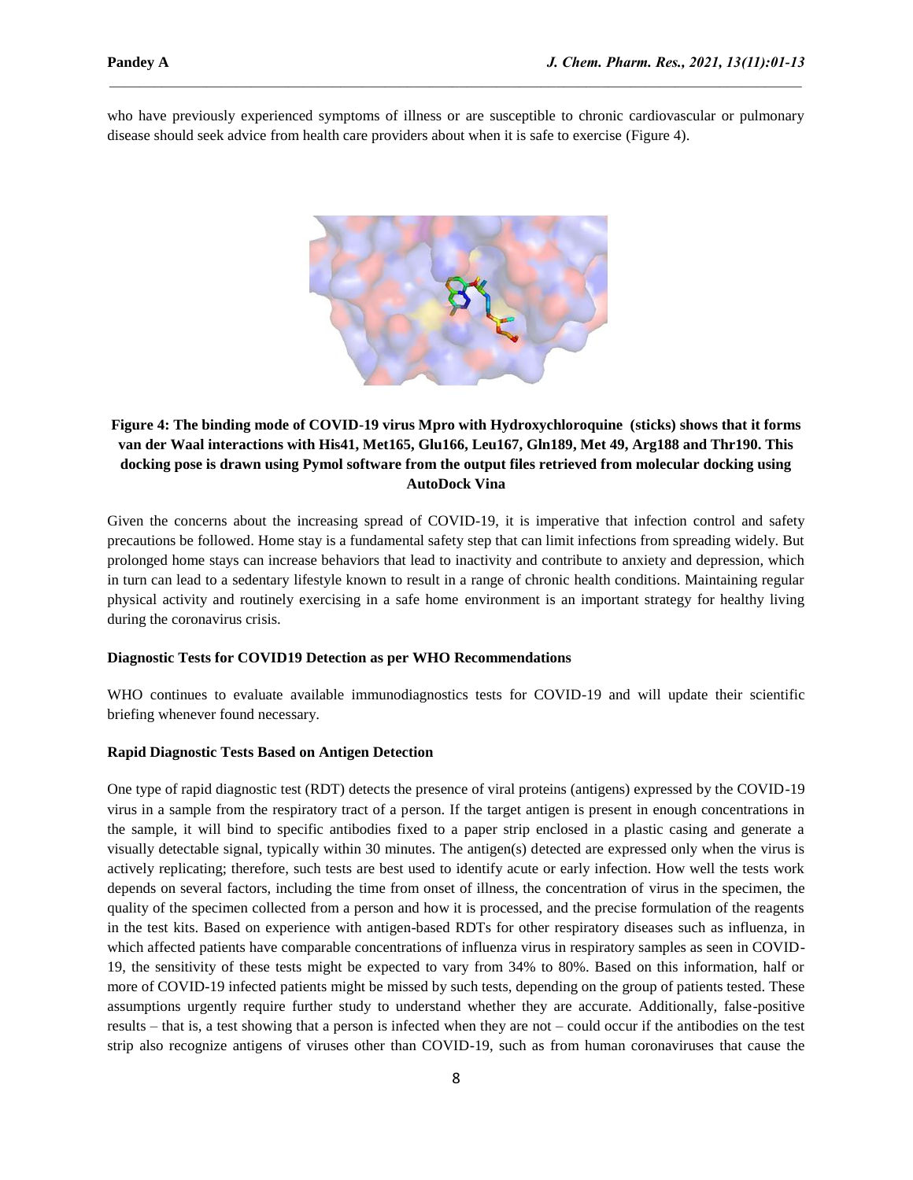who have previously experienced symptoms of illness or are susceptible to chronic cardiovascular or pulmonary disease should seek advice from health care providers about when it is safe to exercise (Figure 4).

**Figure 4: The binding mode of COVID-19 virus Mpro with Hydroxychloroquine (sticks) shows that it forms van der Waal interactions with His41, Met165, Glu166, Leu167, Gln189, Met 49, Arg188 and Thr190. This docking pose is drawn using Pymol software from the output files retrieved from molecular docking using AutoDock Vina**

Given the concerns about the increasing spread of COVID-19, it is imperative that infection control and safety precautions be followed. Home stay is a fundamental safety step that can limit infections from spreading widely. But prolonged home stays can increase behaviors that lead to inactivity and contribute to anxiety and depression, which in turn can lead to a sedentary lifestyle known to result in a range of chronic health conditions. Maintaining regular physical activity and routinely exercising in a safe home environment is an important strategy for healthy living during the coronavirus crisis.

**Diagnostic Tests for COVID19 Detection as per WHO Recommendations**

WHO continues to evaluate available immunodiagnostics tests for COVID-19 and will update their scientific briefing whenever found necessary.

**Rapid Diagnostic Tests Based on Antigen Detection**

One type of rapid diagnostic test (RDT) detects the presence of viral proteins (antigens) expressed by the COVID-19 virus in a sample from the respiratory tract of a person. If the target antigen is present in enough concentrations in the sample, it will bind to specific antibodies fixed to a paper strip enclosed in a plastic casing and generate a visually detectable signal, typically within 30 minutes. The antigen(s) detected are expressed only when the virus is actively replicating; therefore, such tests are best used to identify acute or early infection. How well the tests work depends on several factors, including the time from onset of illness, the concentration of virus in the specimen, the quality of the specimen collected from a person and how it is processed, and the precise formulation of the reagents in the test kits. Based on experience with antigen-based RDTs for other respiratory diseases such as influenza, in which affected patients have comparable concentrations of influenza virus in respiratory samples as seen in COVID-19, the sensitivity of these tests might be expected to vary from 34% to 80%. Based on this information, half or more of COVID-19 infected patients might be missed by such tests, depending on the group of patients tested. These assumptions urgently require further study to understand whether they are accurate. Additionally, false-positive results – that is, a test showing that a person is infected when they are not – could occur if the antibodies on the test strip also recognize antigens of viruses other than COVID-19, such as from human coronaviruses that cause the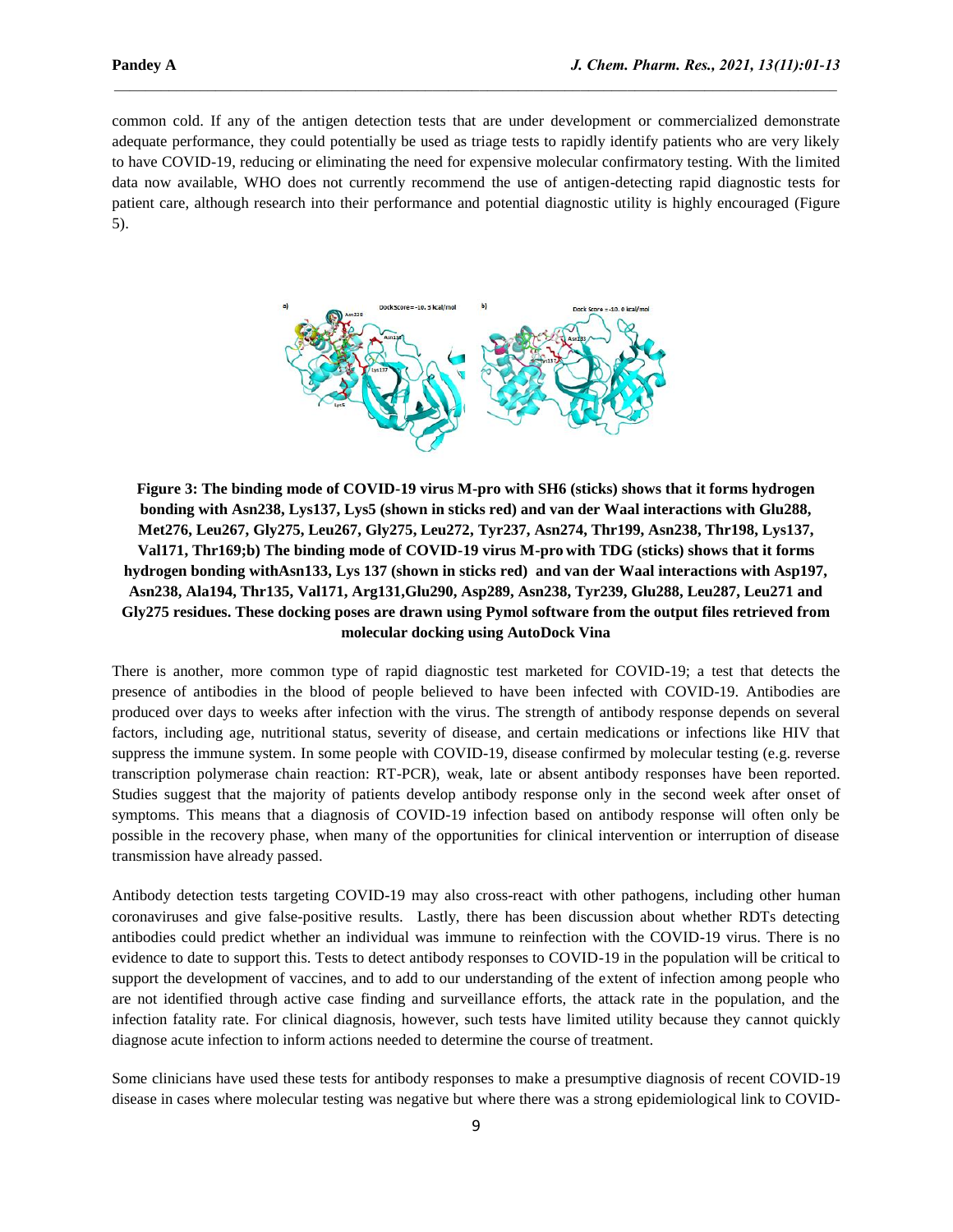common cold. If any of the antigen detection tests that are under development or commercialized demonstrate adequate performance, they could potentially be used as triage tests to rapidly identify patients who are very likely to have COVID-19, reducing or eliminating the need for expensive molecular confirmatory testing. With the limited data now available, WHO does not currently recommend the use of antigen-detecting rapid diagnostic tests for patient care, although research into their performance and potential diagnostic utility is highly encouraged (Figure 5).

**Figure 3: The binding mode of COVID-19 virus M-pro with SH6 (sticks) shows that it forms hydrogen bonding with Asn238, Lys137, Lys5 (shown in sticks red) and van der Waal interactions with Glu288, Met276, Leu267, Gly275, Leu267, Gly275, Leu272, Tyr237, Asn274, Thr199, Asn238, Thr198, Lys137, Val171, Thr169;b) The binding mode of COVID-19 virus M-pro with TDG (sticks) shows that it forms hydrogen bonding withAsn133, Lys 137 (shown in sticks red) and van der Waal interactions with Asp197, Asn238, Ala194, Thr135, Val171, Arg131,Glu290, Asp289, Asn238, Tyr239, Glu288, Leu287, Leu271 and Gly275 residues. These docking poses are drawn using Pymol software from the output files retrieved from molecular docking using AutoDock Vina**

There is another, more common type of rapid diagnostic test marketed for COVID-19; a test that detects the presence of antibodies in the blood of people believed to have been infected with COVID-19. Antibodies are produced over days to weeks after infection with the virus. The strength of antibody response depends on several factors, including age, nutritional status, severity of disease, and certain medications or infections like HIV that suppress the immune system. In some people with COVID-19, disease confirmed by molecular testing (e.g. reverse transcription polymerase chain reaction: RT-PCR), weak, late or absent antibody responses have been reported. Studies suggest that the majority of patients develop antibody response only in the second week after onset of symptoms. This means that a diagnosis of COVID-19 infection based on antibody response will often only be possible in the recovery phase, when many of the opportunities for clinical intervention or interruption of disease transmission have already passed.

Antibody detection tests targeting COVID-19 may also cross-react with other pathogens, including other human coronaviruses and give false-positive results. Lastly, there has been discussion about whether RDTs detecting antibodies could predict whether an individual was immune to reinfection with the COVID-19 virus. There is no evidence to date to support this. Tests to detect antibody responses to COVID-19 in the population will be critical to support the development of vaccines, and to add to our understanding of the extent of infection among people who are not identified through active case finding and surveillance efforts, the attack rate in the population, and the infection fatality rate. For clinical diagnosis, however, such tests have limited utility because they cannot quickly diagnose acute infection to inform actions needed to determine the course of treatment.

Some clinicians have used these tests for antibody responses to make a presumptive diagnosis of recent COVID-19 disease in cases where molecular testing was negative but where there was a strong epidemiological link to COVID-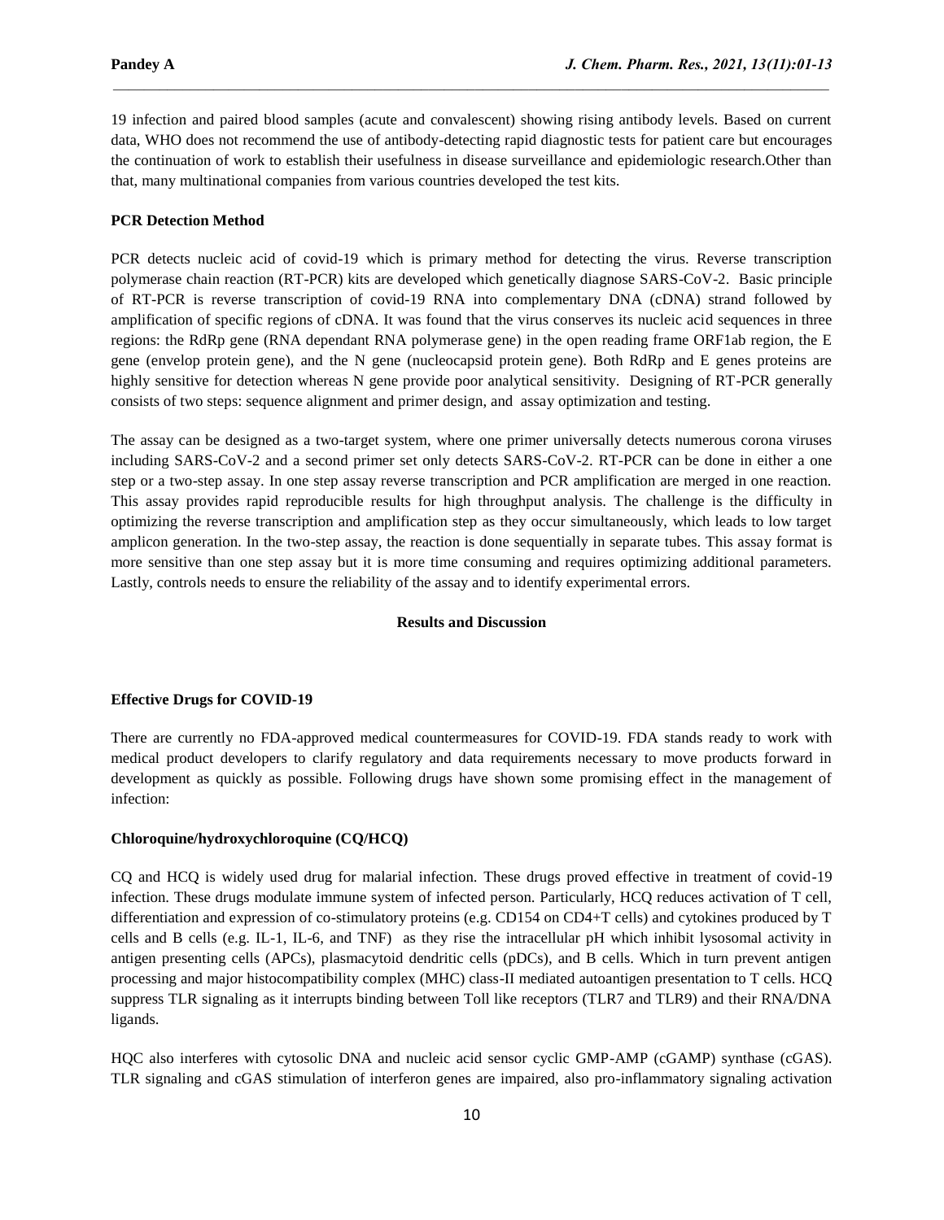19 infection and paired blood samples (acute and convalescent) showing rising antibody levels. Based on current data, WHO does not recommend the use of antibody-detecting rapid diagnostic tests for patient care but encourages the continuation of work to establish their usefulness in disease surveillance and epidemiologic research.Other than that, many multinational companies from various countries developed the test kits.

**PCR Detection Method**

PCR detects nucleic acid of covid-19 which is primary method for detecting the virus. Reverse transcription polymerase chain reaction (RT-PCR) kits are developed which genetically diagnose SARS-CoV-2. Basic principle of RT-PCR is reverse transcription of covid-19 RNA into complementary DNA (cDNA) strand followed by amplification of specific regions of cDNA. It was found that the virus conserves its nucleic acid sequences in three regions: the RdRp gene (RNA dependant RNA polymerase gene) in the open reading frame ORF1ab region, the E gene (envelop protein gene), and the N gene (nucleocapsid protein gene). Both RdRp and E genes proteins are highly sensitive for detection whereas N gene provide poor analytical sensitivity. Designing of RT-PCR generally consists of two steps: sequence alignment and primer design, and assay optimization and testing.

The assay can be designed as a two-target system, where one primer universally detects numerous corona viruses including SARS-CoV-2 and a second primer set only detects SARS-CoV-2. RT-PCR can be done in either a one step or a two-step assay. In one step assay reverse transcription and PCR amplification are merged in one reaction. This assay provides rapid reproducible results for high throughput analysis. The challenge is the difficulty in optimizing the reverse transcription and amplification step as they occur simultaneously, which leads to low target amplicon generation. In the two-step assay, the reaction is done sequentially in separate tubes. This assay format is more sensitive than one step assay but it is more time consuming and requires optimizing additional parameters. Lastly, controls needs to ensure the reliability of the assay and to identify experimental errors.

## Results and Discussion

**Effective Drugs for COVID-19**

There are currently no FDA-approved medical countermeasures for COVID-19. FDA stands ready to work with medical product developers to clarify regulatory and data requirements necessary to move products forward in development as quickly as possible. Following drugs have shown some promising effect in the management of infection:

**Chloroquine/hydroxychloroquine (CQ/HCQ)**

CQ and HCQ is widely used drug for malarial infection. These drugs proved effective in treatment of covid-19 infection. These drugs modulate immune system of infected person. Particularly, HCQ reduces activation of T cell, differentiation and expression of co-stimulatory proteins (e.g. CD154 on CD4+T cells) and cytokines produced by T cells and B cells (e.g. IL-1, IL-6, and TNF) as they rise the intracellular pH which inhibit lysosomal activity in antigen presenting cells (APCs), plasmacytoid dendritic cells (pDCs), and B cells. Which in turn prevent antigen processing and major histocompatibility complex (MHC) class-II mediated autoantigen presentation to T cells. HCQ suppress TLR signaling as it interrupts binding between Toll like receptors (TLR7 and TLR9) and their RNA/DNA ligands.

HQC also interferes with cytosolic DNA and nucleic acid sensor cyclic GMP-AMP (cGAMP) synthase (cGAS). TLR signaling and cGAS stimulation of interferon genes are impaired, also pro-inflammatory signaling activation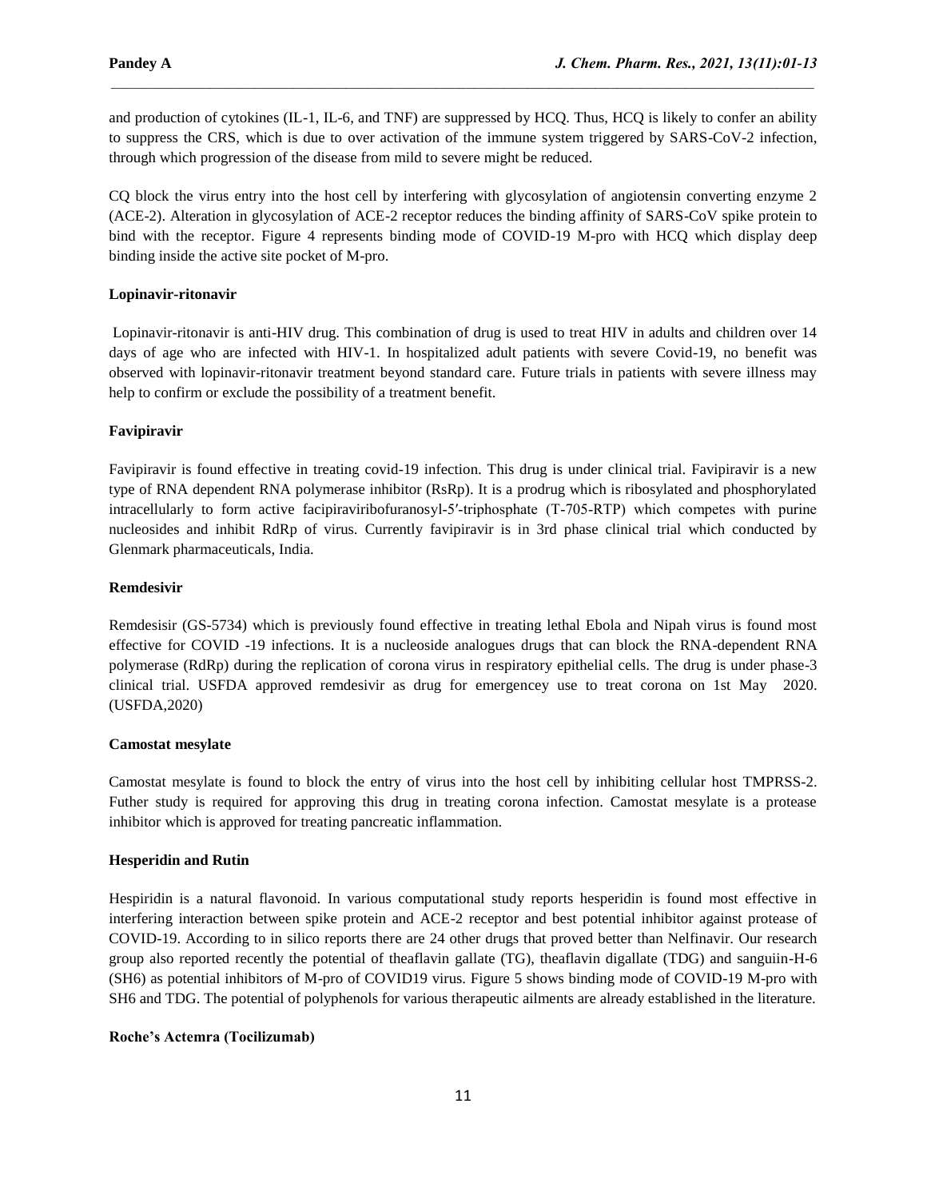and production of cytokines (IL-1, IL-6, and TNF) are suppressed by HCQ. Thus, HCQ is likely to confer an ability to suppress the CRS, which is due to over activation of the immune system triggered by SARS-CoV-2 infection, through which progression of the disease from mild to severe might be reduced.

CQ block the virus entry into the host cell by interfering with glycosylation of angiotensin converting enzyme 2 (ACE-2). Alteration in glycosylation of ACE-2 receptor reduces the binding affinity of SARS-CoV spike protein to bind with the receptor. Figure 4 represents binding mode of COVID-19 M-pro with HCQ which display deep binding inside the active site pocket of M-pro.

**Lopinavir-ritonavir**

Lopinavir-ritonavir is anti-HIV drug. This combination of drug is used to treat HIV in adults and children over 14 days of age who are infected with HIV-1. In hospitalized adult patients with severe Covid-19, no benefit was observed with lopinavir-ritonavir treatment beyond standard care. Future trials in patients with severe illness may help to confirm or exclude the possibility of a treatment benefit.

**Favipiravir**

Favipiravir is found effective in treating covid-19 infection. This drug is under clinical trial. Favipiravir is a new type of RNA dependent RNA polymerase inhibitor (RsRp). It is a prodrug which is ribosylated and phosphorylated intracellularly to form active facipiraviribofuranosyl-5′-triphosphate (T-705-RTP) which competes with purine nucleosides and inhibit RdRp of virus. Currently favipiravir is in 3rd phase clinical trial which conducted by Glenmark pharmaceuticals, India.

**Remdesivir**

Remdesisir (GS-5734) which is previously found effective in treating lethal Ebola and Nipah virus is found most effective for COVID -19 infections. It is a nucleoside analogues drugs that can block the RNA-dependent RNA polymerase (RdRp) during the replication of corona virus in respiratory epithelial cells. The drug is under phase-3 clinical trial. USFDA approved remdesivir as drug for emergencey use to treat corona on 1st May 2020. (USFDA,2020)

**Camostat mesylate**

Camostat mesylate is found to block the entry of virus into the host cell by inhibiting cellular host TMPRSS-2. Futher study is required for approving this drug in treating corona infection. Camostat mesylate is a protease inhibitor which is approved for treating pancreatic inflammation.

**Hesperidin and Rutin**

Hespiridin is a natural flavonoid. In various computational study reports hesperidin is found most effective in interfering interaction between spike protein and ACE-2 receptor and best potential inhibitor against protease of COVID-19. According to in silico reports there are 24 other drugs that proved better than Nelfinavir. Our research group also reported recently the potential of theaflavin gallate (TG), theaflavin digallate (TDG) and sanguiin-H-6 (SH6) as potential inhibitors of M-pro of COVID19 virus. Figure 5 shows binding mode of COVID-19 M-pro with SH6 and TDG. The potential of polyphenols for various therapeutic ailments are already established in the literature.

**Roche's Actemra (Tocilizumab)**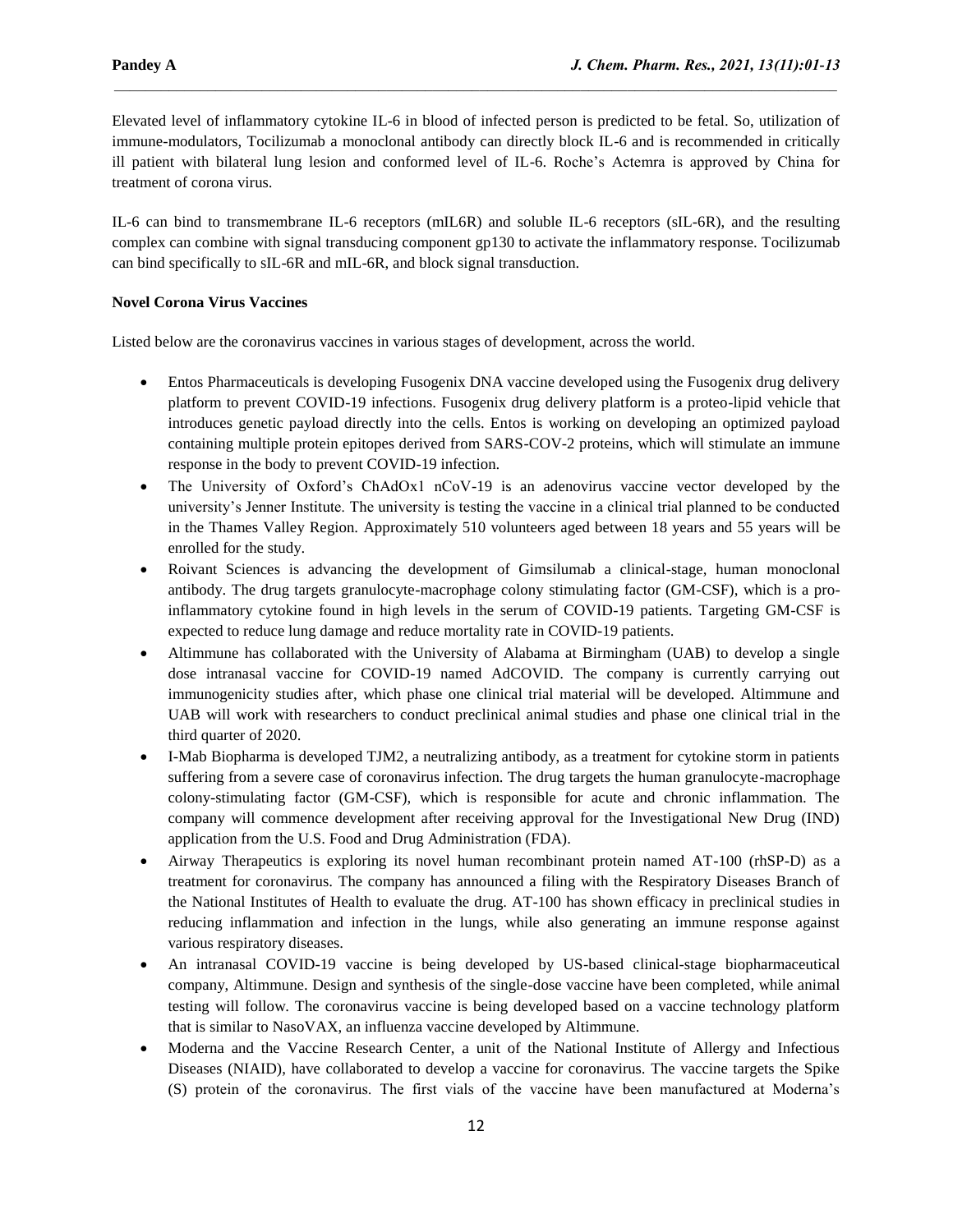Elevated level of inflammatory cytokine IL-6 in blood of infected person is predicted to be fetal. So, utilization of immune-modulators, Tocilizumab a monoclonal antibody can directly block IL-6 and is recommended in critically ill patient with bilateral lung lesion and conformed level of IL-6. Roche's Actemra is approved by China for treatment of corona virus.

IL-6 can bind to transmembrane IL-6 receptors (mIL6R) and soluble IL-6 receptors (sIL-6R), and the resulting complex can combine with signal transducing component gp130 to activate the inflammatory response. Tocilizumab can bind specifically to sIL-6R and mIL-6R, and block signal transduction.

**Novel Corona Virus Vaccines**

Listed below are the coronavirus vaccines in various stages of development, across the world.

- Entos Pharmaceuticals is developing Fusogenix DNA vaccine developed using the Fusogenix drug delivery platform to prevent COVID-19 infections. Fusogenix drug delivery platform is a proteo-lipid vehicle that introduces genetic payload directly into the cells. Entos is working on developing an optimized payload containing multiple protein epitopes derived from SARS-COV-2 proteins, which will stimulate an immune response in the body to prevent COVID-19 infection.
- The University of Oxford's ChAdOx1 nCoV-19 is an adenovirus vaccine vector developed by the university's Jenner Institute. The university is testing the vaccine in a clinical trial planned to be conducted in the Thames Valley Region. Approximately 510 volunteers aged between 18 years and 55 years will be enrolled for the study.
- Roivant Sciences is advancing the development of Gimsilumab a clinical-stage, human monoclonal antibody. The drug targets granulocyte-macrophage colony stimulating factor (GM-CSF), which is a pro-inflammatory cytokine found in high levels in the serum of COVID-19 patients. Targeting GM-CSF is expected to reduce lung damage and reduce mortality rate in COVID-19 patients.
- Altimmune has collaborated with the University of Alabama at Birmingham (UAB) to develop a single dose intranasal vaccine for COVID-19 named AdCOVID. The company is currently carrying out immunogenicity studies after, which phase one clinical trial material will be developed. Altimmune and UAB will work with researchers to conduct preclinical animal studies and phase one clinical trial in the third quarter of 2020.
- I-Mab Biopharma is developed TJM2, a neutralizing antibody, as a treatment for cytokine storm in patients suffering from a severe case of coronavirus infection. The drug targets the human granulocyte-macrophage colony-stimulating factor (GM-CSF), which is responsible for acute and chronic inflammation. The company will commence development after receiving approval for the Investigational New Drug (IND) application from the U.S. Food and Drug Administration (FDA).
- Airway Therapeutics is exploring its novel human recombinant protein named AT-100 (rhSP-D) as a treatment for coronavirus. The company has announced a filing with the Respiratory Diseases Branch of the National Institutes of Health to evaluate the drug. AT-100 has shown efficacy in preclinical studies in reducing inflammation and infection in the lungs, while also generating an immune response against various respiratory diseases.
- An intranasal COVID-19 vaccine is being developed by US-based clinical-stage biopharmaceutical company, Altimmune. Design and synthesis of the single-dose vaccine have been completed, while animal testing will follow. The coronavirus vaccine is being developed based on a vaccine technology platform that is similar to NasoVAX, an influenza vaccine developed by Altimmune.
- Moderna and the Vaccine Research Center, a unit of the National Institute of Allergy and Infectious Diseases (NIAID), have collaborated to develop a vaccine for coronavirus. The vaccine targets the Spike (S) protein of the coronavirus. The first vials of the vaccine have been manufactured at Moderna's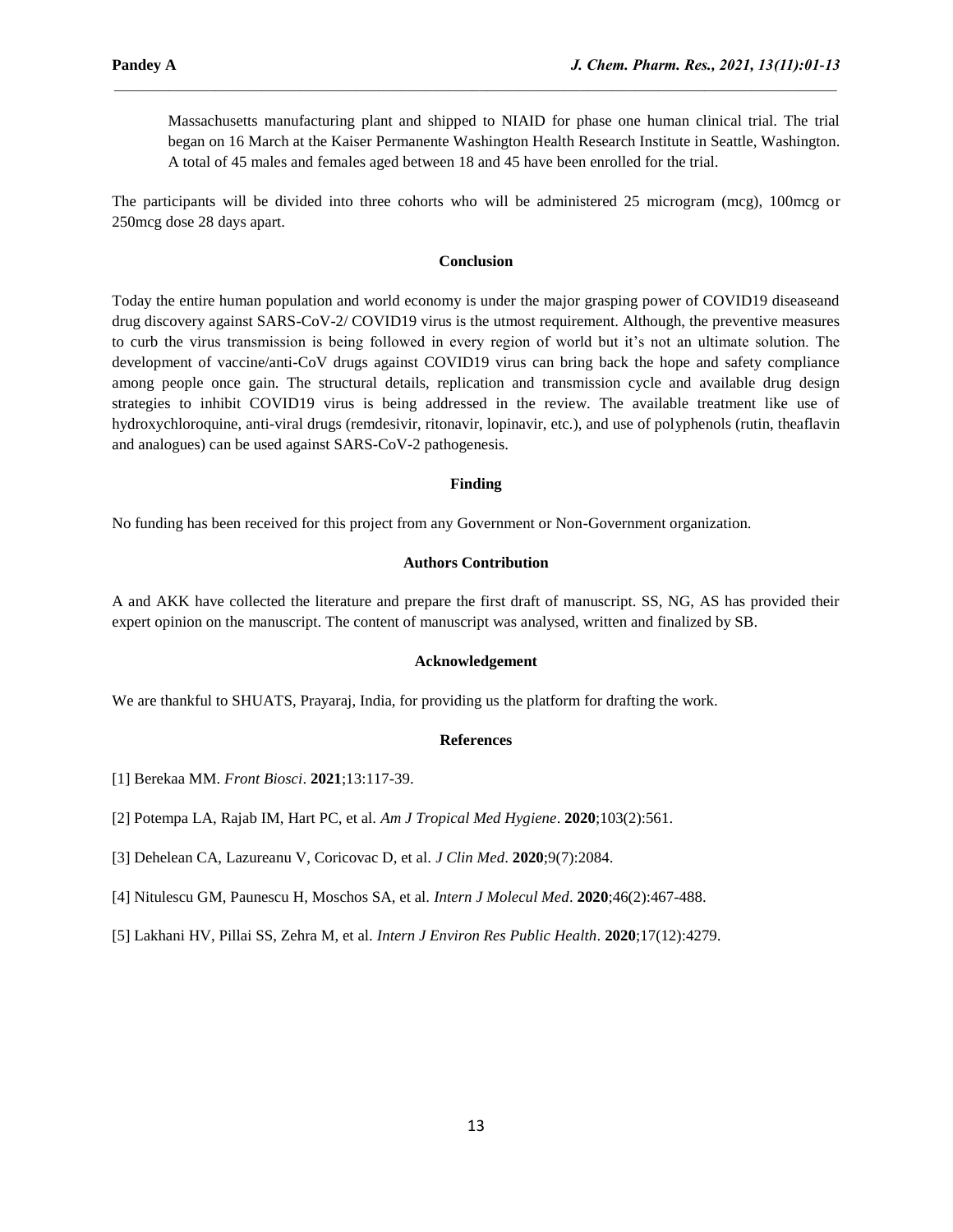> Massachusetts manufacturing plant and shipped to NIAID for phase one human clinical trial. The trial began on 16 March at the Kaiser Permanente Washington Health Research Institute in Seattle, Washington. A total of 45 males and females aged between 18 and 45 have been enrolled for the trial.

The participants will be divided into three cohorts who will be administered 25 microgram (mcg), 100mcg or 250mcg dose 28 days apart.

## Conclusion

Today the entire human population and world economy is under the major grasping power of COVID19 diseaseand drug discovery against SARS-CoV-2/ COVID19 virus is the utmost requirement. Although, the preventive measures to curb the virus transmission is being followed in every region of world but it's not an ultimate solution. The development of vaccine/anti-CoV drugs against COVID19 virus can bring back the hope and safety compliance among people once gain. The structural details, replication and transmission cycle and available drug design strategies to inhibit COVID19 virus is being addressed in the review. The available treatment like use of hydroxychloroquine, anti-viral drugs (remdesivir, ritonavir, lopinavir, etc.), and use of polyphenols (rutin, theaflavin and analogues) can be used against SARS-CoV-2 pathogenesis.

## Finding

No funding has been received for this project from any Government or Non-Government organization.

## Authors Contribution

A and AKK have collected the literature and prepare the first draft of manuscript. SS, NG, AS has provided their expert opinion on the manuscript. The content of manuscript was analysed, written and finalized by SB.

## Acknowledgement

We are thankful to SHUATS, Prayaraj, India, for providing us the platform for drafting the work.

## References

[1] Berekaa MM. *Front Biosci*. **2021**;13:117-39.

[2] Potempa LA, Rajab IM, Hart PC, et al. *Am J Tropical Med Hygiene*. **2020**;103(2):561.

[3] Dehelean CA, Lazureanu V, Coricovac D, et al. *J Clin Med*. **2020**;9(7):2084.

[4] Nitulescu GM, Paunescu H, Moschos SA, et al. *Intern J Molecul Med*. **2020**;46(2):467-488.

[5] Lakhani HV, Pillai SS, Zehra M, et al. *Intern J Environ Res Public Health*. **2020**;17(12):4279.